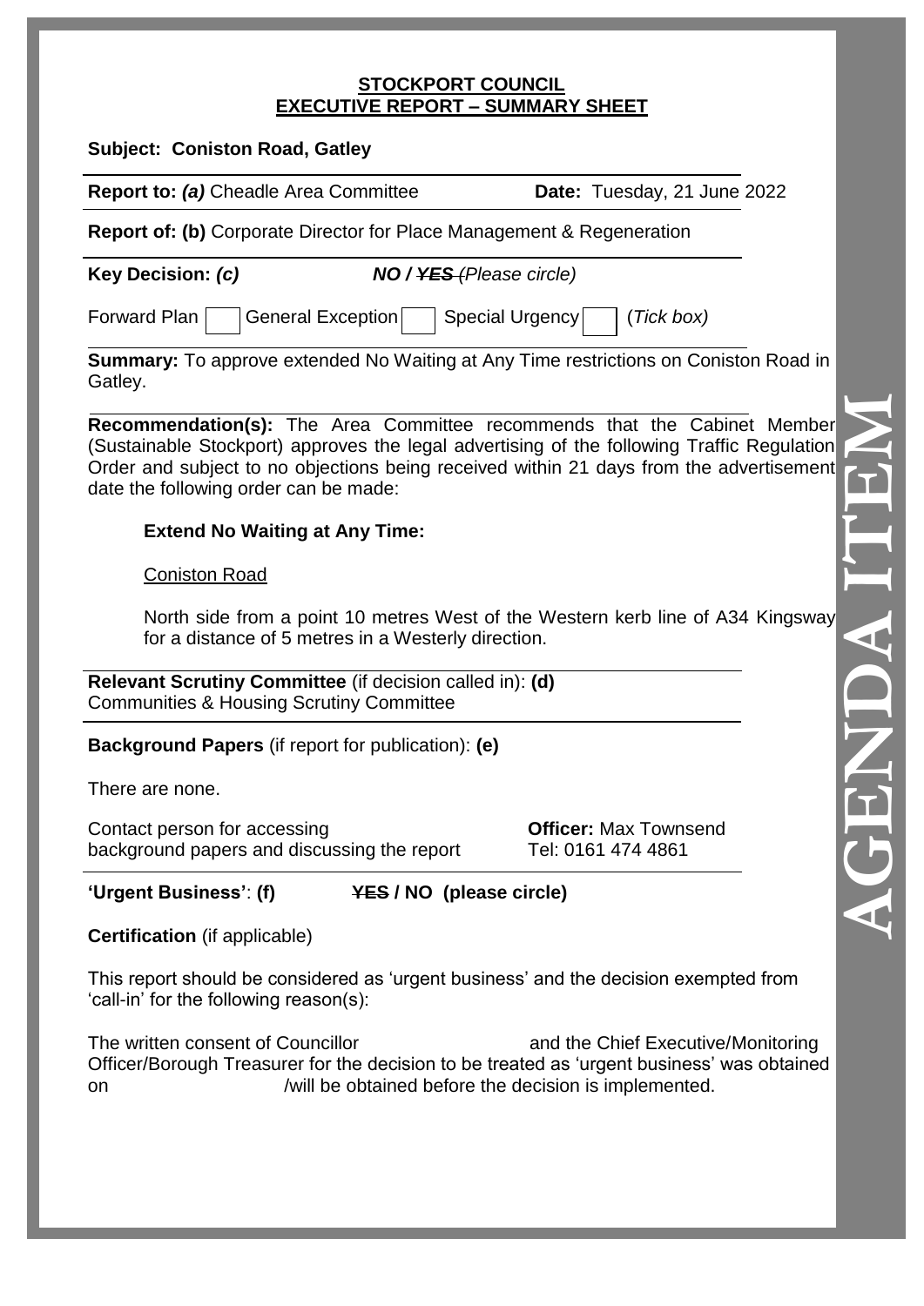**STOCKPORT COUNCIL**
**EXECUTIVE REPORT – SUMMARY SHEET**

**Subject: Coniston Road, Gatley**

**Report to:** ***(a)*** Cheadle Area Committee **Date:** Tuesday, 21 June 2022

**Report of: (b)** Corporate Director for Place Management & Regeneration

**Key Decision:** ***(c)*** ***NO / ~~YES~~*** *(Please circle)*

Forward Plan ☐ General Exception ☐ Special Urgency ☐ (*Tick box)*

**Summary:** To approve extended No Waiting at Any Time restrictions on Coniston Road in Gatley.

**Recommendation(s):** The Area Committee recommends that the Cabinet Member (Sustainable Stockport) approves the legal advertising of the following Traffic Regulation Order and subject to no objections being received within 21 days from the advertisement date the following order can be made:

**Extend No Waiting at Any Time:**

Coniston Road

North side from a point 10 metres West of the Western kerb line of A34 Kingsway for a distance of 5 metres in a Westerly direction.

**Relevant Scrutiny Committee** (if decision called in): **(d)**
Communities & Housing Scrutiny Committee

**Background Papers** (if report for publication): **(e)**

There are none.

Contact person for accessing background papers and discussing the report

**Officer:** Max Townsend
Tel: 0161 474 4861

**'Urgent Business'**: **(f)** **~~YES~~ / NO (please circle)**

**Certification** (if applicable)

This report should be considered as 'urgent business' and the decision exempted from 'call-in' for the following reason(s):

The written consent of Councillor and the Chief Executive/Monitoring Officer/Borough Treasurer for the decision to be treated as 'urgent business' was obtained on /will be obtained before the decision is implemented.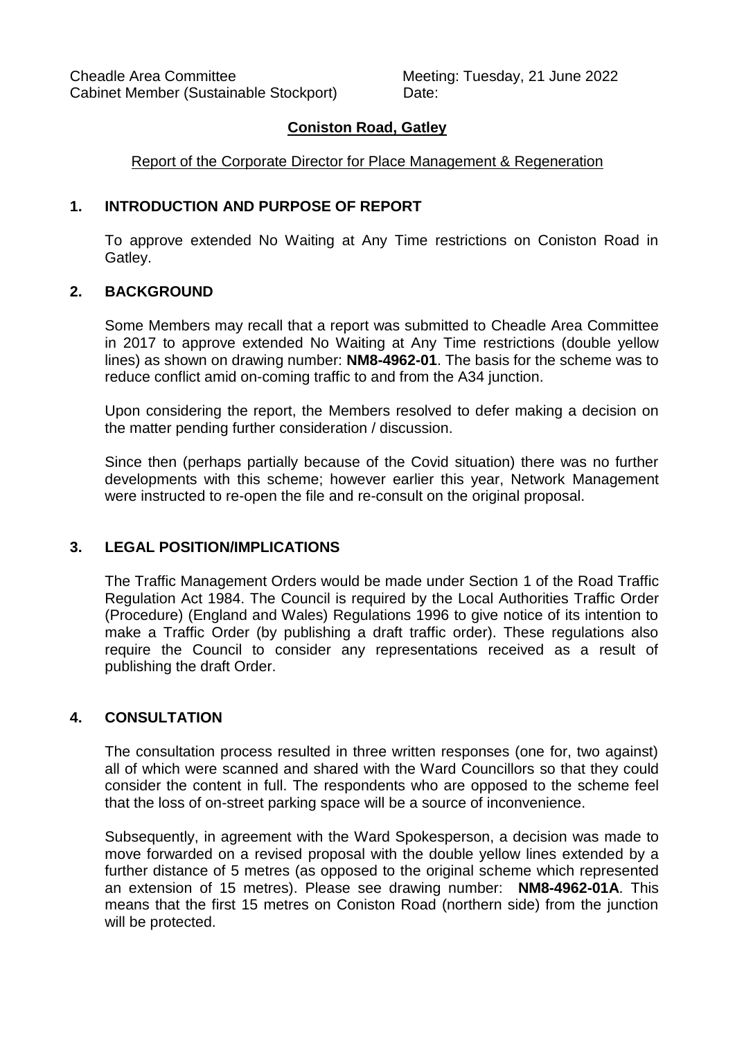Cheadle Area Committee Meeting: Tuesday, 21 June 2022
Cabinet Member (Sustainable Stockport) Date:

## Coniston Road, Gatley

Report of the Corporate Director for Place Management & Regeneration

## 1. INTRODUCTION AND PURPOSE OF REPORT

To approve extended No Waiting at Any Time restrictions on Coniston Road in Gatley.

## 2. BACKGROUND

Some Members may recall that a report was submitted to Cheadle Area Committee in 2017 to approve extended No Waiting at Any Time restrictions (double yellow lines) as shown on drawing number: **NM8-4962-01**. The basis for the scheme was to reduce conflict amid on-coming traffic to and from the A34 junction.

Upon considering the report, the Members resolved to defer making a decision on the matter pending further consideration / discussion.

Since then (perhaps partially because of the Covid situation) there was no further developments with this scheme; however earlier this year, Network Management were instructed to re-open the file and re-consult on the original proposal.

## 3. LEGAL POSITION/IMPLICATIONS

The Traffic Management Orders would be made under Section 1 of the Road Traffic Regulation Act 1984. The Council is required by the Local Authorities Traffic Order (Procedure) (England and Wales) Regulations 1996 to give notice of its intention to make a Traffic Order (by publishing a draft traffic order). These regulations also require the Council to consider any representations received as a result of publishing the draft Order.

## 4. CONSULTATION

The consultation process resulted in three written responses (one for, two against) all of which were scanned and shared with the Ward Councillors so that they could consider the content in full. The respondents who are opposed to the scheme feel that the loss of on-street parking space will be a source of inconvenience.

Subsequently, in agreement with the Ward Spokesperson, a decision was made to move forwarded on a revised proposal with the double yellow lines extended by a further distance of 5 metres (as opposed to the original scheme which represented an extension of 15 metres). Please see drawing number: **NM8-4962-01A**. This means that the first 15 metres on Coniston Road (northern side) from the junction will be protected.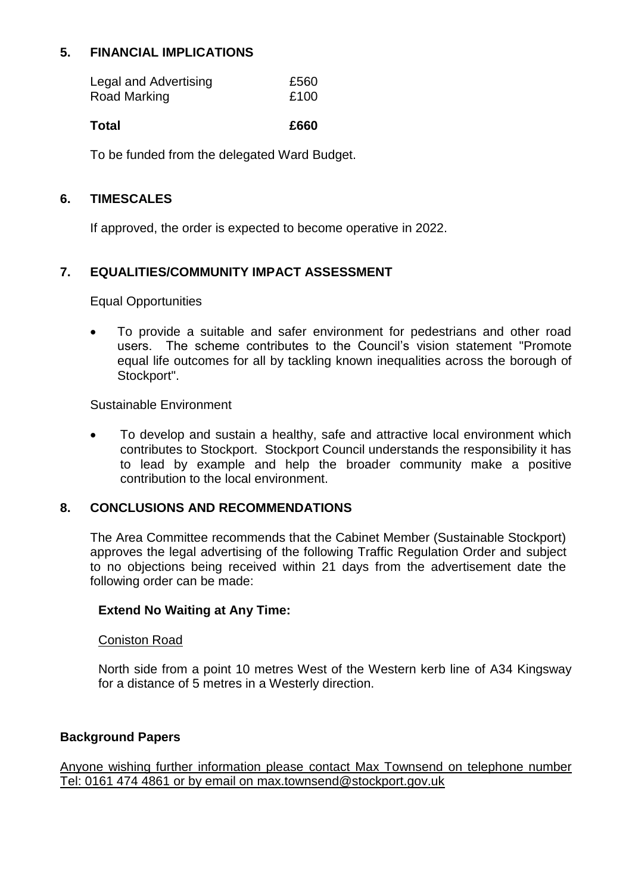## 5. FINANCIAL IMPLICATIONS

| | |
|---|---|
| Legal and Advertising | £560 |
| Road Marking | £100 |
| **Total** | **£660** |

To be funded from the delegated Ward Budget.

## 6. TIMESCALES

If approved, the order is expected to become operative in 2022.

## 7. EQUALITIES/COMMUNITY IMPACT ASSESSMENT

Equal Opportunities

- To provide a suitable and safer environment for pedestrians and other road users. The scheme contributes to the Council's vision statement "Promote equal life outcomes for all by tackling known inequalities across the borough of Stockport".

Sustainable Environment

- To develop and sustain a healthy, safe and attractive local environment which contributes to Stockport. Stockport Council understands the responsibility it has to lead by example and help the broader community make a positive contribution to the local environment.

## 8. CONCLUSIONS AND RECOMMENDATIONS

The Area Committee recommends that the Cabinet Member (Sustainable Stockport) approves the legal advertising of the following Traffic Regulation Order and subject to no objections being received within 21 days from the advertisement date the following order can be made:

**Extend No Waiting at Any Time:**

Coniston Road

North side from a point 10 metres West of the Western kerb line of A34 Kingsway for a distance of 5 metres in a Westerly direction.

**Background Papers**

Anyone wishing further information please contact Max Townsend on telephone number Tel: 0161 474 4861 or by email on max.townsend@stockport.gov.uk